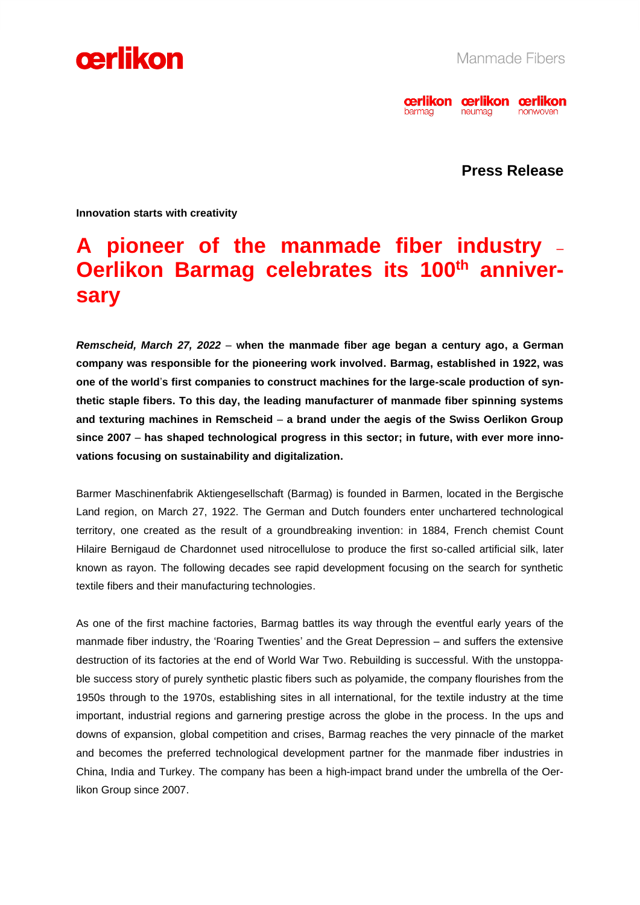oerlikon

Manmade Fibers

oerlikon barmag · oerlikon neumag · oerlikon nonwoven

**Press Release**

**Innovation starts with creativity**

# A pioneer of the manmade fiber industry – Oerlikon Barmag celebrates its 100th anniversary

***Remscheid, March 27, 2022*** **– when the manmade fiber age began a century ago, a German company was responsible for the pioneering work involved. Barmag, established in 1922, was one of the world's first companies to construct machines for the large-scale production of synthetic staple fibers. To this day, the leading manufacturer of manmade fiber spinning systems and texturing machines in Remscheid – a brand under the aegis of the Swiss Oerlikon Group since 2007 – has shaped technological progress in this sector; in future, with ever more innovations focusing on sustainability and digitalization.**

Barmer Maschinenfabrik Aktiengesellschaft (Barmag) is founded in Barmen, located in the Bergische Land region, on March 27, 1922. The German and Dutch founders enter unchartered technological territory, one created as the result of a groundbreaking invention: in 1884, French chemist Count Hilaire Bernigaud de Chardonnet used nitrocellulose to produce the first so-called artificial silk, later known as rayon. The following decades see rapid development focusing on the search for synthetic textile fibers and their manufacturing technologies.

As one of the first machine factories, Barmag battles its way through the eventful early years of the manmade fiber industry, the 'Roaring Twenties' and the Great Depression – and suffers the extensive destruction of its factories at the end of World War Two. Rebuilding is successful. With the unstoppable success story of purely synthetic plastic fibers such as polyamide, the company flourishes from the 1950s through to the 1970s, establishing sites in all international, for the textile industry at the time important, industrial regions and garnering prestige across the globe in the process. In the ups and downs of expansion, global competition and crises, Barmag reaches the very pinnacle of the market and becomes the preferred technological development partner for the manmade fiber industries in China, India and Turkey. The company has been a high-impact brand under the umbrella of the Oerlikon Group since 2007.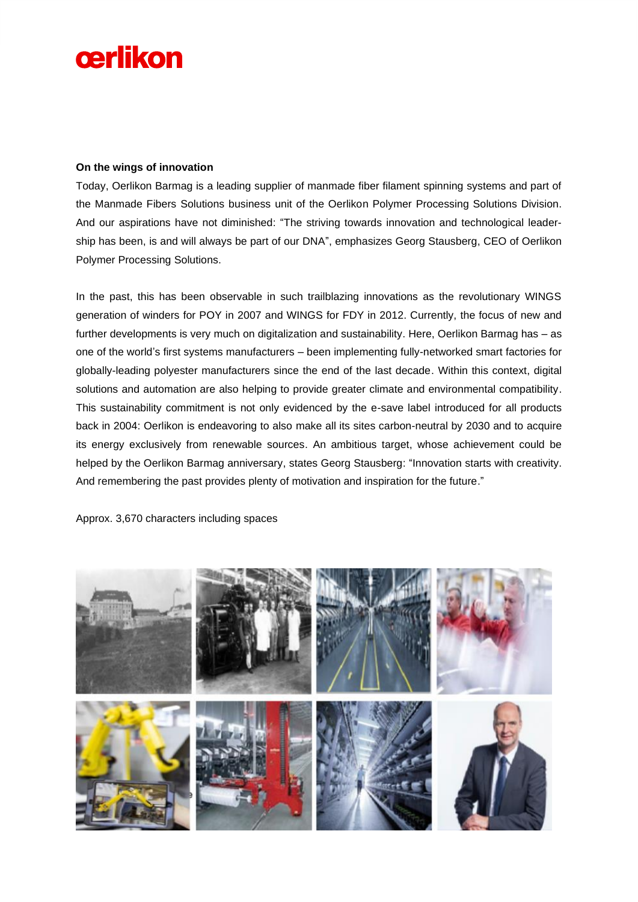**On the wings of innovation**

Today, Oerlikon Barmag is a leading supplier of manmade fiber filament spinning systems and part of the Manmade Fibers Solutions business unit of the Oerlikon Polymer Processing Solutions Division. And our aspirations have not diminished: "The striving towards innovation and technological leadership has been, is and will always be part of our DNA", emphasizes Georg Stausberg, CEO of Oerlikon Polymer Processing Solutions.

In the past, this has been observable in such trailblazing innovations as the revolutionary WINGS generation of winders for POY in 2007 and WINGS for FDY in 2012. Currently, the focus of new and further developments is very much on digitalization and sustainability. Here, Oerlikon Barmag has – as one of the world's first systems manufacturers – been implementing fully-networked smart factories for globally-leading polyester manufacturers since the end of the last decade. Within this context, digital solutions and automation are also helping to provide greater climate and environmental compatibility. This sustainability commitment is not only evidenced by the e-save label introduced for all products back in 2004: Oerlikon is endeavoring to also make all its sites carbon-neutral by 2030 and to acquire its energy exclusively from renewable sources. An ambitious target, whose achievement could be helped by the Oerlikon Barmag anniversary, states Georg Stausberg: "Innovation starts with creativity. And remembering the past provides plenty of motivation and inspiration for the future."

Approx. 3,670 characters including spaces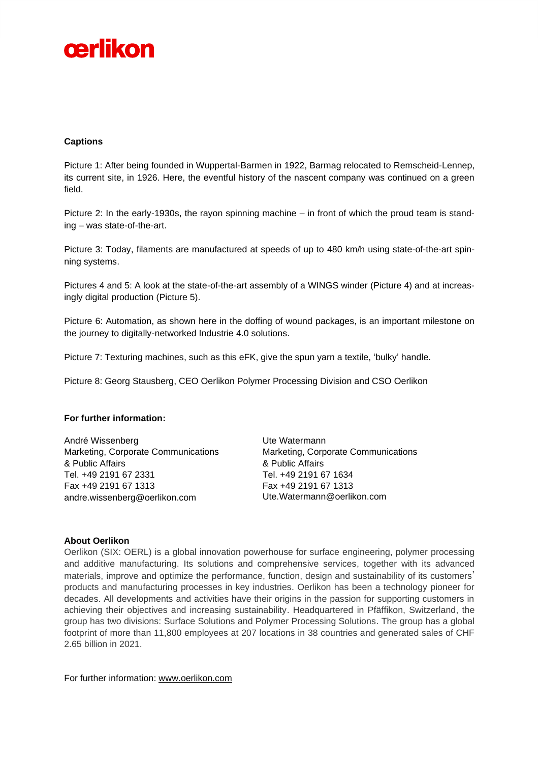**Captions**

Picture 1: After being founded in Wuppertal-Barmen in 1922, Barmag relocated to Remscheid-Lennep, its current site, in 1926. Here, the eventful history of the nascent company was continued on a green field.

Picture 2: In the early-1930s, the rayon spinning machine – in front of which the proud team is standing – was state-of-the-art.

Picture 3: Today, filaments are manufactured at speeds of up to 480 km/h using state-of-the-art spinning systems.

Pictures 4 and 5: A look at the state-of-the-art assembly of a WINGS winder (Picture 4) and at increasingly digital production (Picture 5).

Picture 6: Automation, as shown here in the doffing of wound packages, is an important milestone on the journey to digitally-networked Industrie 4.0 solutions.

Picture 7: Texturing machines, such as this eFK, give the spun yarn a textile, 'bulky' handle.

Picture 8: Georg Stausberg, CEO Oerlikon Polymer Processing Division and CSO Oerlikon

**For further information:**

André Wissenberg
Marketing, Corporate Communications & Public Affairs
Tel. +49 2191 67 2331
Fax +49 2191 67 1313
andre.wissenberg@oerlikon.com

Ute Watermann
Marketing, Corporate Communications & Public Affairs
Tel. +49 2191 67 1634
Fax +49 2191 67 1313
Ute.Watermann@oerlikon.com

**About Oerlikon**

Oerlikon (SIX: OERL) is a global innovation powerhouse for surface engineering, polymer processing and additive manufacturing. Its solutions and comprehensive services, together with its advanced materials, improve and optimize the performance, function, design and sustainability of its customers' products and manufacturing processes in key industries. Oerlikon has been a technology pioneer for decades. All developments and activities have their origins in the passion for supporting customers in achieving their objectives and increasing sustainability. Headquartered in Pfäffikon, Switzerland, the group has two divisions: Surface Solutions and Polymer Processing Solutions. The group has a global footprint of more than 11,800 employees at 207 locations in 38 countries and generated sales of CHF 2.65 billion in 2021.

For further information: www.oerlikon.com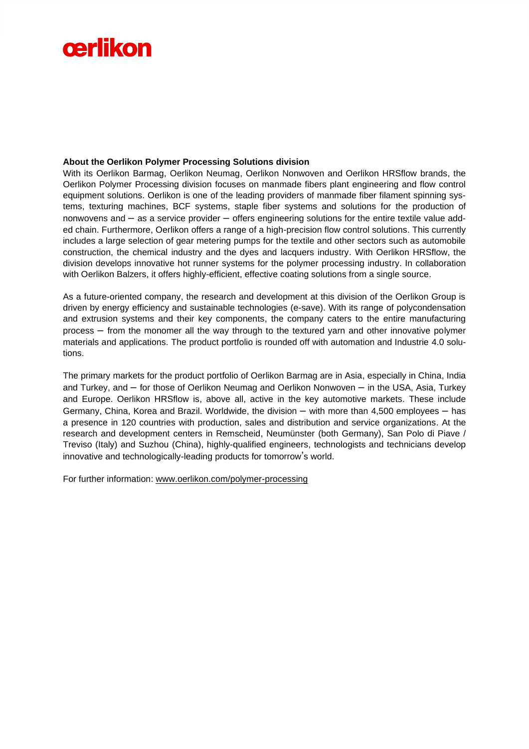**About the Oerlikon Polymer Processing Solutions division**

With its Oerlikon Barmag, Oerlikon Neumag, Oerlikon Nonwoven and Oerlikon HRSflow brands, the Oerlikon Polymer Processing division focuses on manmade fibers plant engineering and flow control equipment solutions. Oerlikon is one of the leading providers of manmade fiber filament spinning systems, texturing machines, BCF systems, staple fiber systems and solutions for the production of nonwovens and – as a service provider – offers engineering solutions for the entire textile value added chain. Furthermore, Oerlikon offers a range of a high-precision flow control solutions. This currently includes a large selection of gear metering pumps for the textile and other sectors such as automobile construction, the chemical industry and the dyes and lacquers industry. With Oerlikon HRSflow, the division develops innovative hot runner systems for the polymer processing industry. In collaboration with Oerlikon Balzers, it offers highly-efficient, effective coating solutions from a single source.

As a future-oriented company, the research and development at this division of the Oerlikon Group is driven by energy efficiency and sustainable technologies (e-save). With its range of polycondensation and extrusion systems and their key components, the company caters to the entire manufacturing process – from the monomer all the way through to the textured yarn and other innovative polymer materials and applications. The product portfolio is rounded off with automation and Industrie 4.0 solutions.

The primary markets for the product portfolio of Oerlikon Barmag are in Asia, especially in China, India and Turkey, and – for those of Oerlikon Neumag and Oerlikon Nonwoven – in the USA, Asia, Turkey and Europe. Oerlikon HRSflow is, above all, active in the key automotive markets. These include Germany, China, Korea and Brazil. Worldwide, the division – with more than 4,500 employees – has a presence in 120 countries with production, sales and distribution and service organizations. At the research and development centers in Remscheid, Neumünster (both Germany), San Polo di Piave / Treviso (Italy) and Suzhou (China), highly-qualified engineers, technologists and technicians develop innovative and technologically-leading products for tomorrow's world.

For further information: www.oerlikon.com/polymer-processing